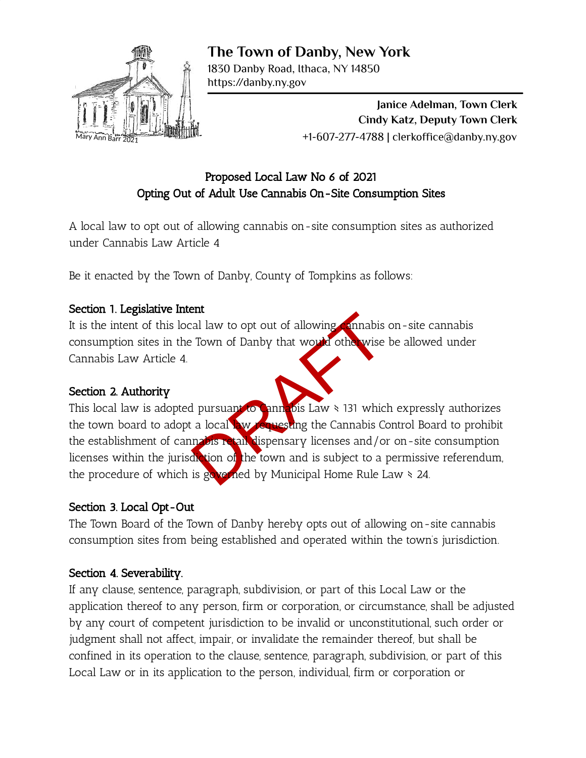# The Town of Danby, New York

1830 Danby Road, Ithaca, NY 14850
https://danby.ny.gov

**Janice Adelman, Town Clerk**
**Cindy Katz, Deputy Town Clerk**
+1-607-277-4788 | clerkoffice@danby.ny.gov

## Proposed Local Law No 6 of 2021
## Opting Out of Adult Use Cannabis On-Site Consumption Sites

A local law to opt out of allowing cannabis on-site consumption sites as authorized under Cannabis Law Article 4

Be it enacted by the Town of Danby, County of Tompkins as follows:

**Section 1. Legislative Intent**
It is the intent of this local law to opt out of allowing cannabis on-site cannabis consumption sites in the Town of Danby that would otherwise be allowed under Cannabis Law Article 4.

**Section 2. Authority**
This local law is adopted pursuant to Cannabis Law § 131 which expressly authorizes the town board to adopt a local law requesting the Cannabis Control Board to prohibit the establishment of cannabis retail dispensary licenses and/or on-site consumption licenses within the jurisdiction of the town and is subject to a permissive referendum, the procedure of which is governed by Municipal Home Rule Law § 24.

**Section 3. Local Opt-Out**
The Town Board of the Town of Danby hereby opts out of allowing on-site cannabis consumption sites from being established and operated within the town's jurisdiction.

**Section 4. Severability.**
If any clause, sentence, paragraph, subdivision, or part of this Local Law or the application thereof to any person, firm or corporation, or circumstance, shall be adjusted by any court of competent jurisdiction to be invalid or unconstitutional, such order or judgment shall not affect, impair, or invalidate the remainder thereof, but shall be confined in its operation to the clause, sentence, paragraph, subdivision, or part of this Local Law or in its application to the person, individual, firm or corporation or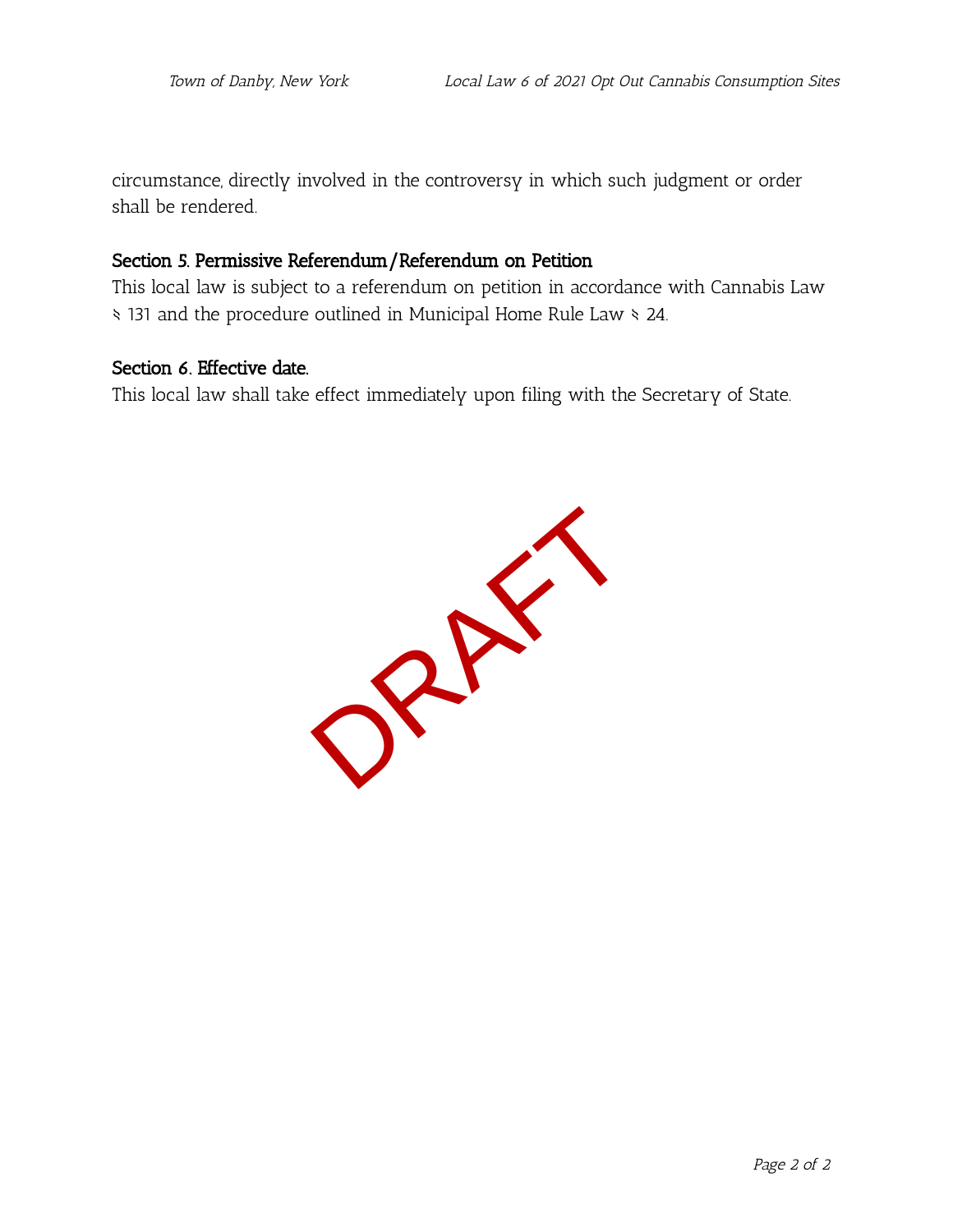circumstance, directly involved in the controversy in which such judgment or order shall be rendered.

**Section 5. Permissive Referendum/Referendum on Petition**

This local law is subject to a referendum on petition in accordance with Cannabis Law § 131 and the procedure outlined in Municipal Home Rule Law § 24.

**Section 6. Effective date.**

This local law shall take effect immediately upon filing with the Secretary of State.

DRAFT